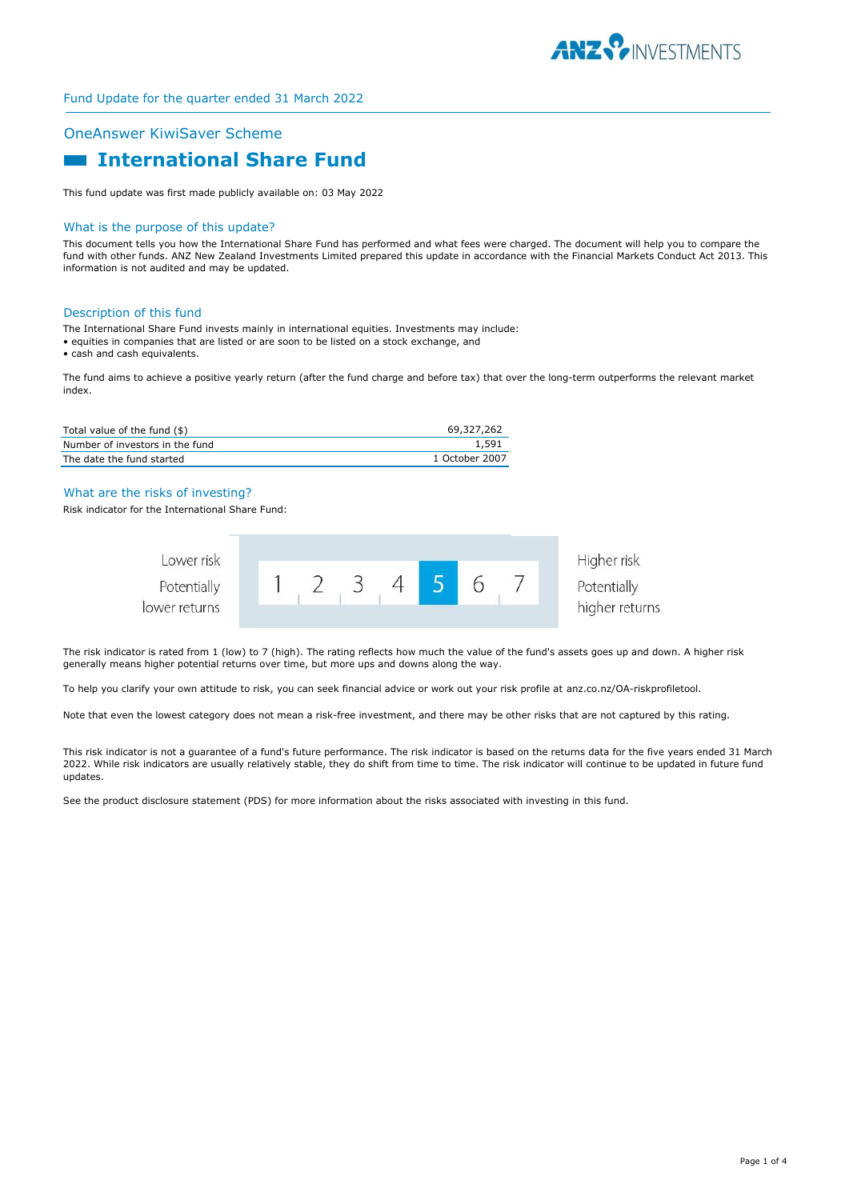Fund Update for the quarter ended 31 March 2022

## OneAnswer KiwiSaver Scheme

# International Share Fund

This fund update was first made publicly available on: 03 May 2022

## What is the purpose of this update?

This document tells you how the International Share Fund has performed and what fees were charged. The document will help you to compare the fund with other funds. ANZ New Zealand Investments Limited prepared this update in accordance with the Financial Markets Conduct Act 2013. This information is not audited and may be updated.

## Description of this fund

The International Share Fund invests mainly in international equities. Investments may include:

- equities in companies that are listed or are soon to be listed on a stock exchange, and
- cash and cash equivalents.

The fund aims to achieve a positive yearly return (after the fund charge and before tax) that over the long-term outperforms the relevant market index.

| | |
|---|---|
| Total value of the fund ($) | 69,327,262 |
| Number of investors in the fund | 1,591 |
| The date the fund started | 1 October 2007 |

## What are the risks of investing?

Risk indicator for the International Share Fund:

| Lower risk<br>Potentially lower returns | 1 | 2 | 3 | 4 | **5** | 6 | 7 | Higher risk<br>Potentially higher returns |
|---|---|---|---|---|---|---|---|---|

The risk indicator is rated from 1 (low) to 7 (high). The rating reflects how much the value of the fund's assets goes up and down. A higher risk generally means higher potential returns over time, but more ups and downs along the way.

To help you clarify your own attitude to risk, you can seek financial advice or work out your risk profile at anz.co.nz/OA-riskprofiletool.

Note that even the lowest category does not mean a risk-free investment, and there may be other risks that are not captured by this rating.

This risk indicator is not a guarantee of a fund's future performance. The risk indicator is based on the returns data for the five years ended 31 March 2022. While risk indicators are usually relatively stable, they do shift from time to time. The risk indicator will continue to be updated in future fund updates.

See the product disclosure statement (PDS) for more information about the risks associated with investing in this fund.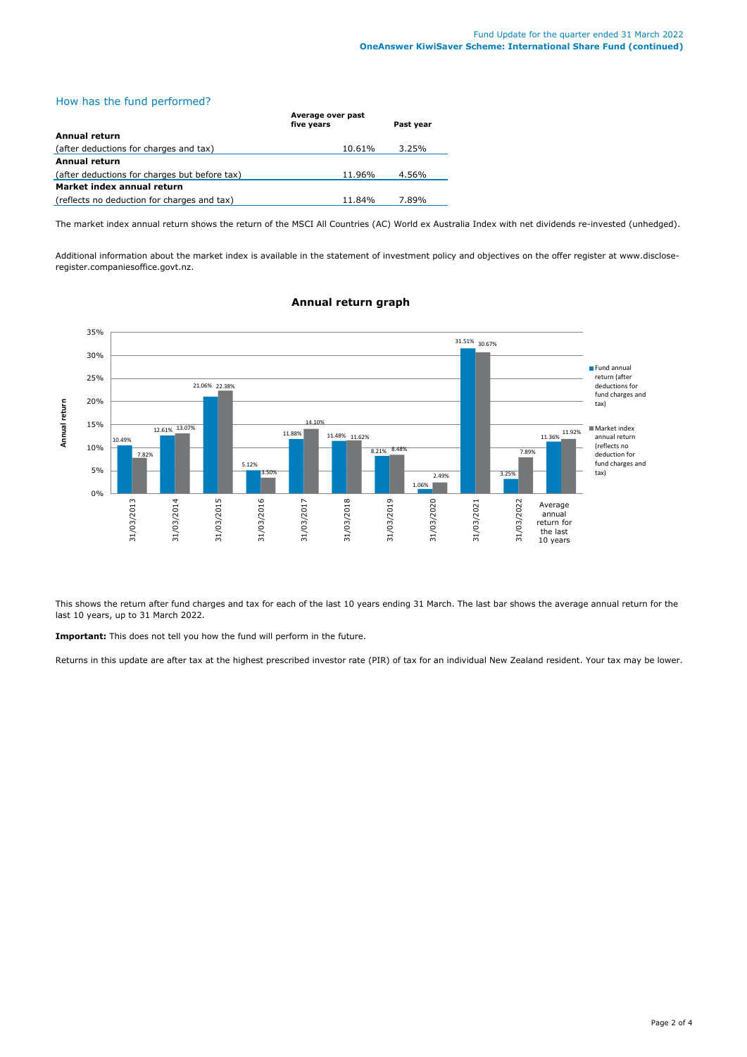## How has the fund performed?

| | Average over past five years | Past year |
|---|---|---|
| **Annual return** | | |
| (after deductions for charges and tax) | 10.61% | 3.25% |
| **Annual return** | | |
| (after deductions for charges but before tax) | 11.96% | 4.56% |
| **Market index annual return** | | |
| (reflects no deduction for charges and tax) | 11.84% | 7.89% |

The market index annual return shows the return of the MSCI All Countries (AC) World ex Australia Index with net dividends re-invested (unhedged).

Additional information about the market index is available in the statement of investment policy and objectives on the offer register at www.disclose-register.companiesoffice.govt.nz.

### Annual return graph

| | Fund annual return (after deductions for fund charges and tax) | Market index annual return (reflects no deduction for fund charges and tax) |
|---|---|---|
| 31/03/2013 | 10.49% | 7.82% |
| 31/03/2014 | 12.61% | 13.07% |
| 31/03/2015 | 21.06% | 22.38% |
| 31/03/2016 | 5.12% | 3.50% |
| 31/03/2017 | 11.88% | 14.10% |
| 31/03/2018 | 11.48% | 11.62% |
| 31/03/2019 | 8.21% | 8.48% |
| 31/03/2020 | 1.06% | 2.49% |
| 31/03/2021 | 31.51% | 30.67% |
| 31/03/2022 | 3.25% | 7.89% |
| Average annual return for the last 10 years | 11.36% | 11.92% |

This shows the return after fund charges and tax for each of the last 10 years ending 31 March. The last bar shows the average annual return for the last 10 years, up to 31 March 2022.

**Important:** This does not tell you how the fund will perform in the future.

Returns in this update are after tax at the highest prescribed investor rate (PIR) of tax for an individual New Zealand resident. Your tax may be lower.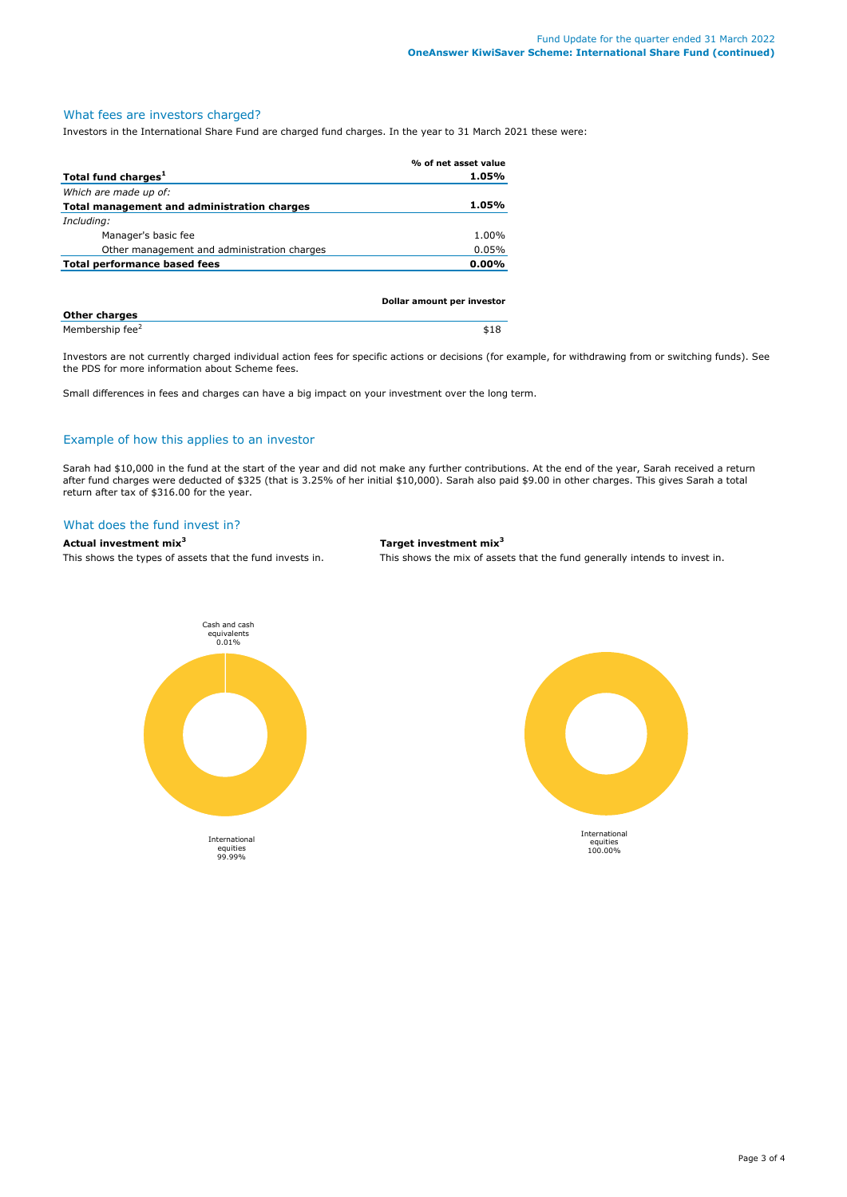## What fees are investors charged?

Investors in the International Share Fund are charged fund charges. In the year to 31 March 2021 these were:

| | % of net asset value |
|---|---|
| **Total fund charges[1]** | **1.05%** |
| *Which are made up of:* | |
| **Total management and administration charges** | **1.05%** |
| *Including:* | |
| Manager's basic fee | 1.00% |
| Other management and administration charges | 0.05% |
| **Total performance based fees** | **0.00%** |

| **Other charges** | **Dollar amount per investor** |
|---|---|
| Membership fee[2] | $18 |

Investors are not currently charged individual action fees for specific actions or decisions (for example, for withdrawing from or switching funds). See the PDS for more information about Scheme fees.

Small differences in fees and charges can have a big impact on your investment over the long term.

## Example of how this applies to an investor

Sarah had $10,000 in the fund at the start of the year and did not make any further contributions. At the end of the year, Sarah received a return after fund charges were deducted of $325 (that is 3.25% of her initial $10,000). Sarah also paid $9.00 in other charges. This gives Sarah a total return after tax of $316.00 for the year.

## What does the fund invest in?

**Actual investment mix[3]**

This shows the types of assets that the fund invests in.

- Cash and cash equivalents 0.01%
- International equities 99.99%

**Target investment mix[3]**

This shows the mix of assets that the fund generally intends to invest in.

- International equities 100.00%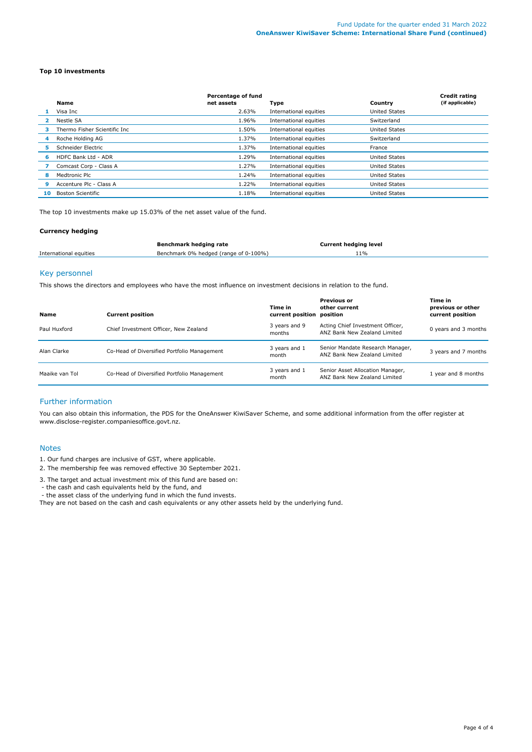## Top 10 investments

| | Name | Percentage of fund net assets | Type | Country | Credit rating (if applicable) |
|---|---|---|---|---|---|
| 1 | Visa Inc | 2.63% | International equities | United States | |
| 2 | Nestle SA | 1.96% | International equities | Switzerland | |
| 3 | Thermo Fisher Scientific Inc | 1.50% | International equities | United States | |
| 4 | Roche Holding AG | 1.37% | International equities | Switzerland | |
| 5 | Schneider Electric | 1.37% | International equities | France | |
| 6 | HDFC Bank Ltd - ADR | 1.29% | International equities | United States | |
| 7 | Comcast Corp - Class A | 1.27% | International equities | United States | |
| 8 | Medtronic Plc | 1.24% | International equities | United States | |
| 9 | Accenture Plc - Class A | 1.22% | International equities | United States | |
| 10 | Boston Scientific | 1.18% | International equities | United States | |

The top 10 investments make up 15.03% of the net asset value of the fund.

### Currency hedging

| | Benchmark hedging rate | Current hedging level |
|---|---|---|
| International equities | Benchmark 0% hedged (range of 0-100%) | 11% |

## Key personnel

This shows the directors and employees who have the most influence on investment decisions in relation to the fund.

| Name | Current position | Time in current position | Previous or other current position | Time in previous or other current position |
|---|---|---|---|---|
| Paul Huxford | Chief Investment Officer, New Zealand | 3 years and 9 months | Acting Chief Investment Officer, ANZ Bank New Zealand Limited | 0 years and 3 months |
| Alan Clarke | Co-Head of Diversified Portfolio Management | 3 years and 1 month | Senior Mandate Research Manager, ANZ Bank New Zealand Limited | 3 years and 7 months |
| Maaike van Tol | Co-Head of Diversified Portfolio Management | 3 years and 1 month | Senior Asset Allocation Manager, ANZ Bank New Zealand Limited | 1 year and 8 months |

## Further information

You can also obtain this information, the PDS for the OneAnswer KiwiSaver Scheme, and some additional information from the offer register at www.disclose-register.companiesoffice.govt.nz.

## Notes

1. Our fund charges are inclusive of GST, where applicable.
2. The membership fee was removed effective 30 September 2021.
3. The target and actual investment mix of this fund are based on:
 - the cash and cash equivalents held by the fund, and
 - the asset class of the underlying fund in which the fund invests.

They are not based on the cash and cash equivalents or any other assets held by the underlying fund.